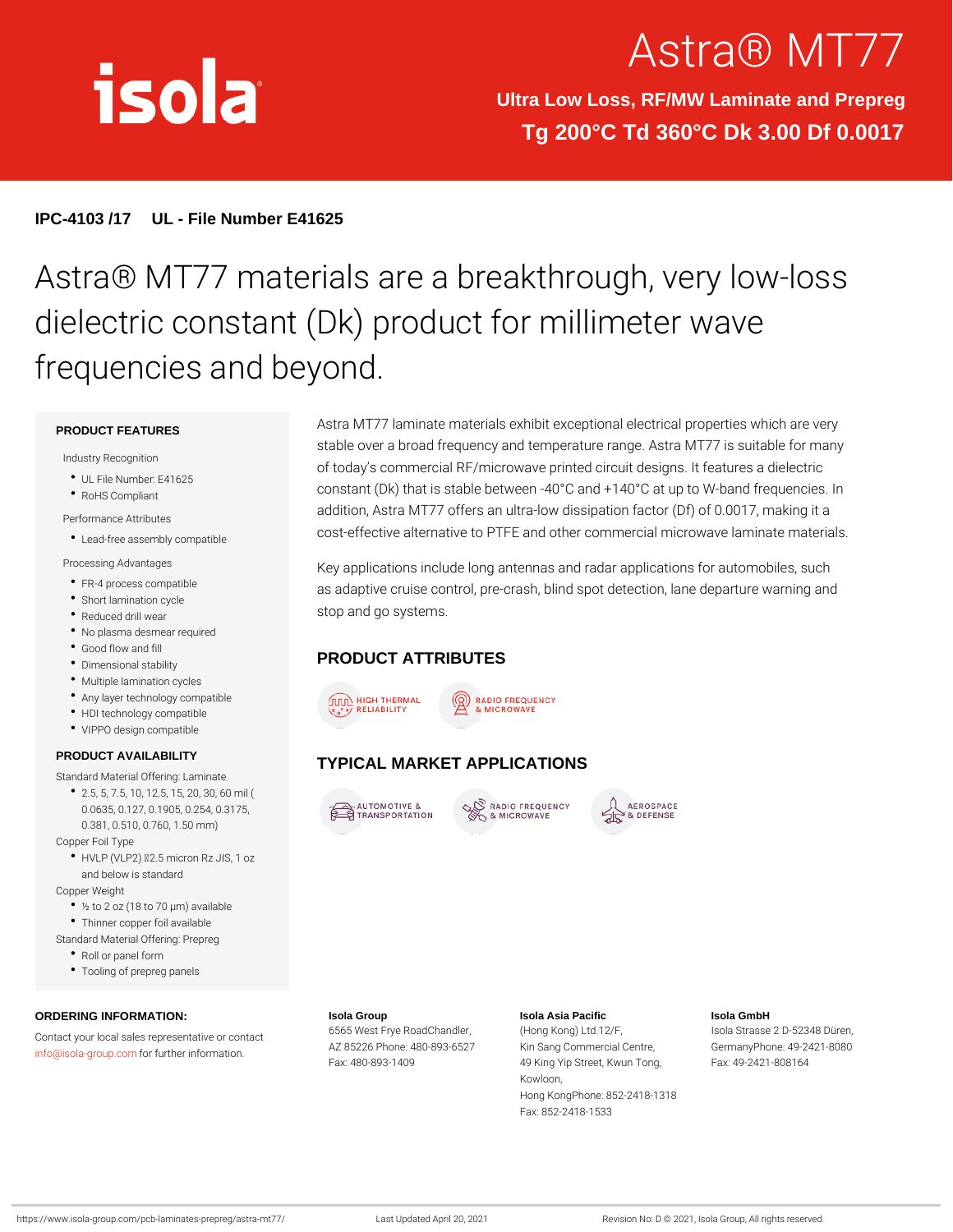isola

# Astra® MT77

**Ultra Low Loss, RF/MW Laminate and Prepreg**

**Tg 200°C Td 360°C Dk 3.00 Df 0.0017**

**IPC-4103 /17 UL - File Number E41625**

## Astra® MT77 materials are a breakthrough, very low-loss dielectric constant (Dk) product for millimeter wave frequencies and beyond.

### PRODUCT FEATURES

Industry Recognition

- UL File Number: E41625
- RoHS Compliant

Performance Attributes

- Lead-free assembly compatible

Processing Advantages

- FR-4 process compatible
- Short lamination cycle
- Reduced drill wear
- No plasma desmear required
- Good flow and fill
- Dimensional stability
- Multiple lamination cycles
- Any layer technology compatible
- HDI technology compatible
- VIPPO design compatible

### PRODUCT AVAILABILITY

Standard Material Offering: Laminate

- 2.5, 5, 7.5, 10, 12.5, 15, 20, 30, 60 mil ( 0.0635, 0.127, 0.1905, 0.254, 0.3175, 0.381, 0.510, 0.760, 1.50 mm)

Copper Foil Type

- HVLP (VLP2) ≤2.5 micron Rz JIS, 1 oz and below is standard

Copper Weight

- ½ to 2 oz (18 to 70 µm) available
- Thinner copper foil available

Standard Material Offering: Prepreg

- Roll or panel form
- Tooling of prepreg panels

Astra MT77 laminate materials exhibit exceptional electrical properties which are very stable over a broad frequency and temperature range. Astra MT77 is suitable for many of today's commercial RF/microwave printed circuit designs. It features a dielectric constant (Dk) that is stable between -40°C and +140°C at up to W-band frequencies. In addition, Astra MT77 offers an ultra-low dissipation factor (Df) of 0.0017, making it a cost-effective alternative to PTFE and other commercial microwave laminate materials.

Key applications include long antennas and radar applications for automobiles, such as adaptive cruise control, pre-crash, blind spot detection, lane departure warning and stop and go systems.

### PRODUCT ATTRIBUTES

HIGH THERMAL RELIABILITY

RADIO FREQUENCY & MICROWAVE

### TYPICAL MARKET APPLICATIONS

AUTOMOTIVE & TRANSPORTATION

RADIO FREQUENCY & MICROWAVE

AEROSPACE & DEFENSE

### ORDERING INFORMATION:

Contact your local sales representative or contact info@isola-group.com for further information.

**Isola Group**
6565 West Frye RoadChandler, AZ 85226 Phone: 480-893-6527
Fax: 480-893-1409

**Isola Asia Pacific**
(Hong Kong) Ltd.12/F, Kin Sang Commercial Centre, 49 King Yip Street, Kwun Tong, Kowloon, Hong KongPhone: 852-2418-1318
Fax: 852-2418-1533

**Isola GmbH**
Isola Strasse 2 D-52348 Düren, GermanyPhone: 49-2421-8080
Fax: 49-2421-808164

https://www.isola-group.com/pcb-laminates-prepreg/astra-mt77/ Last Updated April 20, 2021 Revision No: D © 2021, Isola Group, All rights reserved.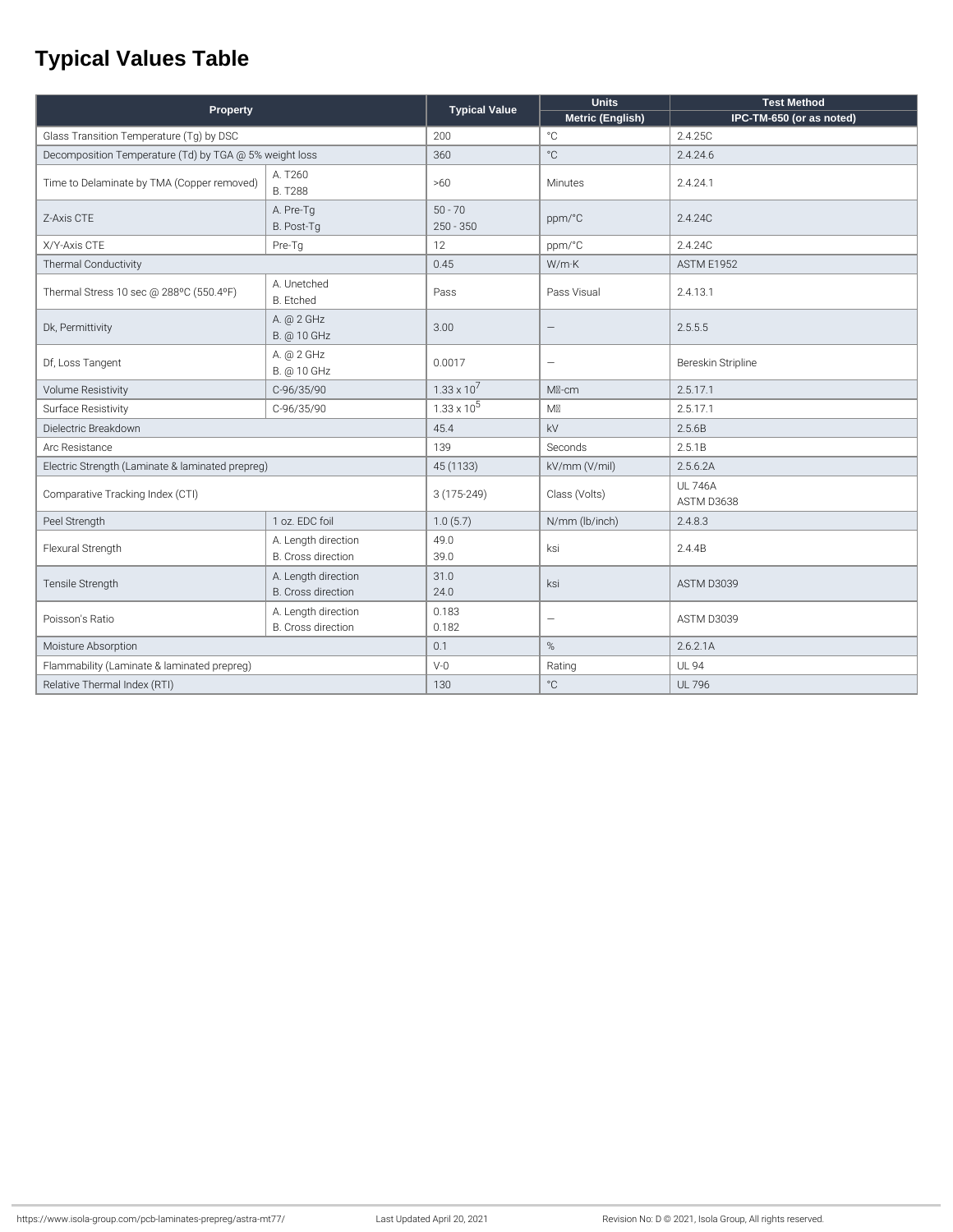# Typical Values Table

| Property | | Typical Value | Units | Test Method |
|---|---|---|---|---|
| | | | Metric (English) | IPC-TM-650 (or as noted) |
| Glass Transition Temperature (Tg) by DSC | | 200 | °C | 2.4.25C |
| Decomposition Temperature (Td) by TGA @ 5% weight loss | | 360 | °C | 2.4.24.6 |
| Time to Delaminate by TMA (Copper removed) | A. T260<br>B. T288 | >60 | Minutes | 2.4.24.1 |
| Z-Axis CTE | A. Pre-Tg<br>B. Post-Tg | 50 - 70<br>250 - 350 | ppm/°C | 2.4.24C |
| X/Y-Axis CTE | Pre-Tg | 12 | ppm/°C | 2.4.24C |
| Thermal Conductivity | | 0.45 | W/m·K | ASTM E1952 |
| Thermal Stress 10 sec @ 288ºC (550.4ºF) | A. Unetched<br>B. Etched | Pass | Pass Visual | 2.4.13.1 |
| Dk, Permittivity | A. @ 2 GHz<br>B. @ 10 GHz | 3.00 | — | 2.5.5.5 |
| Df, Loss Tangent | A. @ 2 GHz<br>B. @ 10 GHz | 0.0017 | — | Bereskin Stripline |
| Volume Resistivity | C-96/35/90 | $1.33 \times 10^7$ | MΩ-cm | 2.5.17.1 |
| Surface Resistivity | C-96/35/90 | $1.33 \times 10^5$ | MΩ | 2.5.17.1 |
| Dielectric Breakdown | | 45.4 | kV | 2.5.6B |
| Arc Resistance | | 139 | Seconds | 2.5.1B |
| Electric Strength (Laminate & laminated prepreg) | | 45 (1133) | kV/mm (V/mil) | 2.5.6.2A |
| Comparative Tracking Index (CTI) | | 3 (175-249) | Class (Volts) | UL 746A<br>ASTM D3638 |
| Peel Strength | 1 oz. EDC foil | 1.0 (5.7) | N/mm (lb/inch) | 2.4.8.3 |
| Flexural Strength | A. Length direction<br>B. Cross direction | 49.0<br>39.0 | ksi | 2.4.4B |
| Tensile Strength | A. Length direction<br>B. Cross direction | 31.0<br>24.0 | ksi | ASTM D3039 |
| Poisson's Ratio | A. Length direction<br>B. Cross direction | 0.183<br>0.182 | — | ASTM D3039 |
| Moisture Absorption | | 0.1 | % | 2.6.2.1A |
| Flammability (Laminate & laminated prepreg) | | V-0 | Rating | UL 94 |
| Relative Thermal Index (RTI) | | 130 | °C | UL 796 |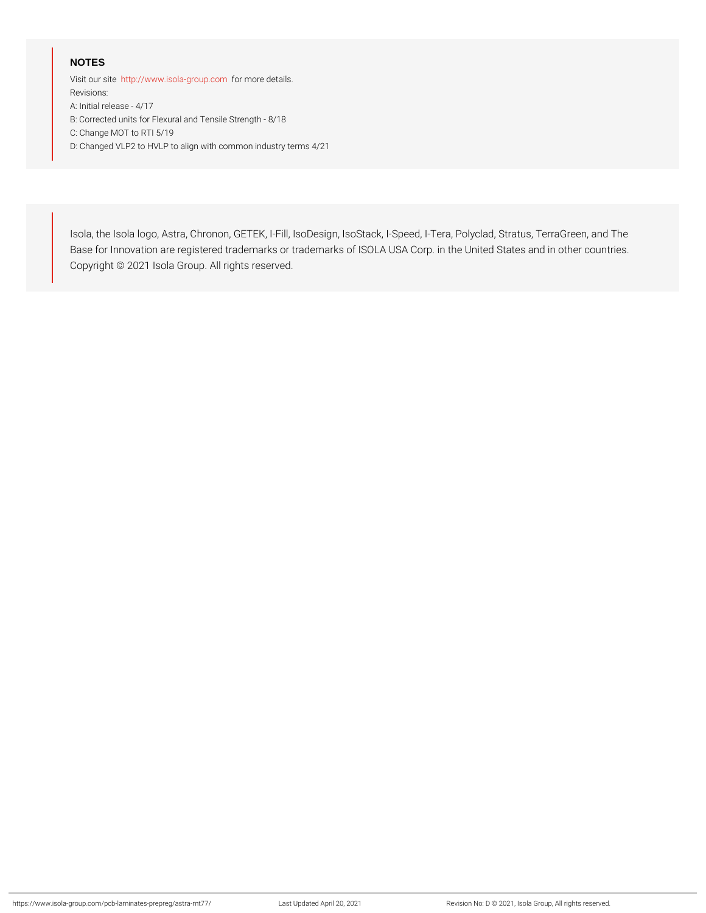## NOTES

Visit our site http://www.isola-group.com for more details.

Revisions:

A: Initial release - 4/17

B: Corrected units for Flexural and Tensile Strength - 8/18

C: Change MOT to RTI 5/19

D: Changed VLP2 to HVLP to align with common industry terms 4/21

Isola, the Isola logo, Astra, Chronon, GETEK, I-Fill, IsoDesign, IsoStack, I-Speed, I-Tera, Polyclad, Stratus, TerraGreen, and The Base for Innovation are registered trademarks or trademarks of ISOLA USA Corp. in the United States and in other countries. Copyright © 2021 Isola Group. All rights reserved.